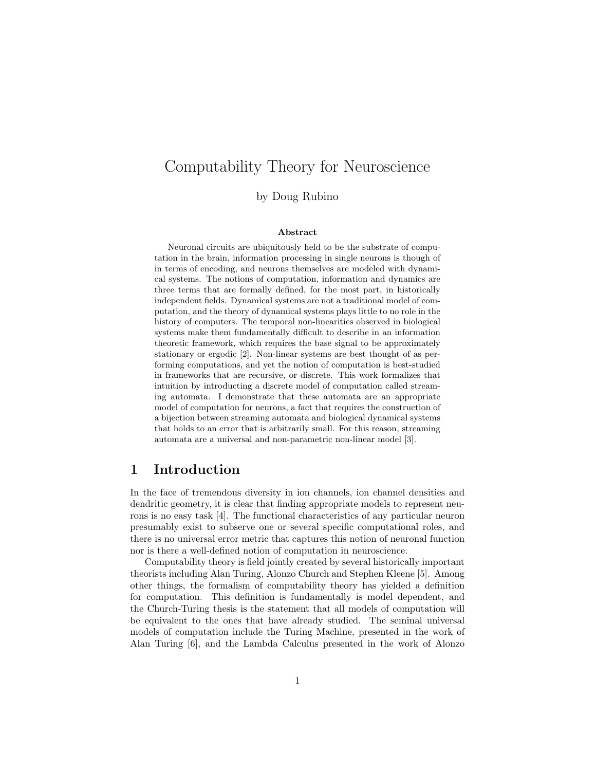# Computability Theory for Neuroscience

by Doug Rubino

**Abstract**

Neuronal circuits are ubiquitously held to be the substrate of computation in the brain, information processing in single neurons is though of in terms of encoding, and neurons themselves are modeled with dynamical systems. The notions of computation, information and dynamics are three terms that are formally defined, for the most part, in historically independent fields. Dynamical systems are not a traditional model of computation, and the theory of dynamical systems plays little to no role in the history of computers. The temporal non-linearities observed in biological systems make them fundamentally difficult to describe in an information theoretic framework, which requires the base signal to be approximately stationary or ergodic [2]. Non-linear systems are best thought of as performing computations, and yet the notion of computation is best-studied in frameworks that are recursive, or discrete. This work formalizes that intuition by introducting a discrete model of computation called streaming automata. I demonstrate that these automata are an appropriate model of computation for neurons, a fact that requires the construction of a bijection between streaming automata and biological dynamical systems that holds to an error that is arbitrarily small. For this reason, streaming automata are a universal and non-parametric non-linear model [3].

## 1 Introduction

In the face of tremendous diversity in ion channels, ion channel densities and dendritic geometry, it is clear that finding appropriate models to represent neurons is no easy task [4]. The functional characteristics of any particular neuron presumably exist to subserve one or several specific computational roles, and there is no universal error metric that captures this notion of neuronal function nor is there a well-defined notion of computation in neuroscience.

Computability theory is field jointly created by several historically important theorists including Alan Turing, Alonzo Church and Stephen Kleene [5]. Among other things, the formalism of computability theory has yielded a definition for computation. This definition is fundamentally is model dependent, and the Church-Turing thesis is the statement that all models of computation will be equivalent to the ones that have already studied. The seminal universal models of computation include the Turing Machine, presented in the work of Alan Turing [6], and the Lambda Calculus presented in the work of Alonzo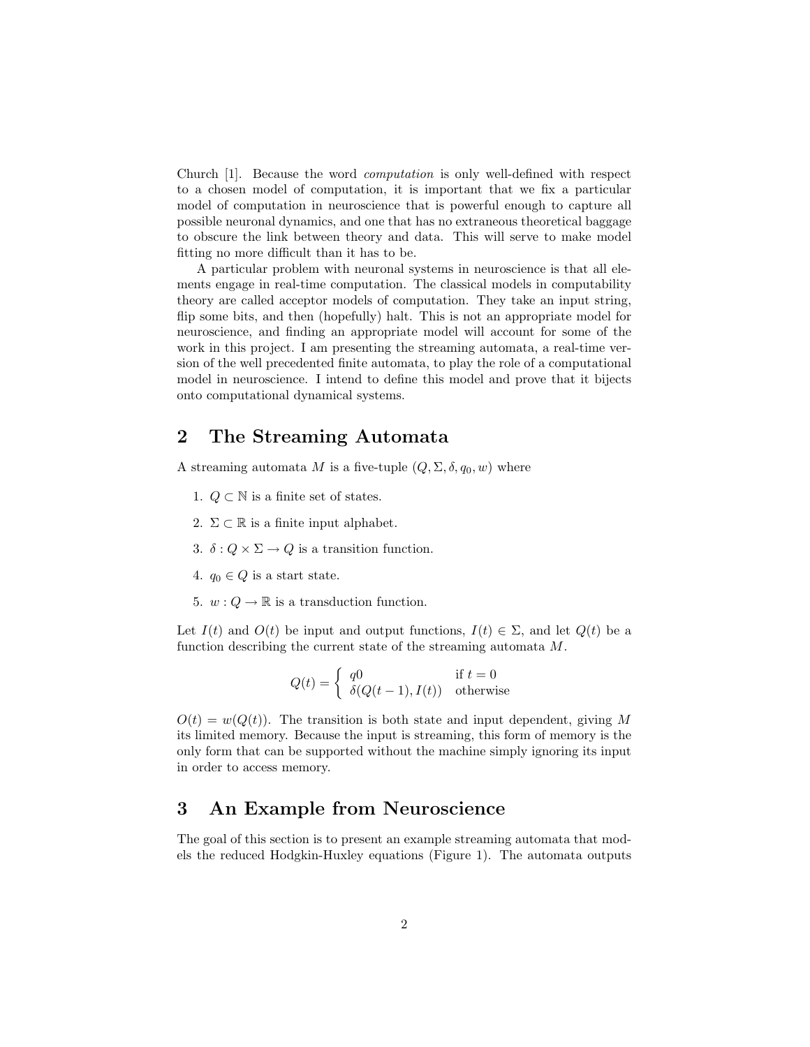Church [1]. Because the word *computation* is only well-defined with respect to a chosen model of computation, it is important that we fix a particular model of computation in neuroscience that is powerful enough to capture all possible neuronal dynamics, and one that has no extraneous theoretical baggage to obscure the link between theory and data. This will serve to make model fitting no more difficult than it has to be.

A particular problem with neuronal systems in neuroscience is that all elements engage in real-time computation. The classical models in computability theory are called acceptor models of computation. They take an input string, flip some bits, and then (hopefully) halt. This is not an appropriate model for neuroscience, and finding an appropriate model will account for some of the work in this project. I am presenting the streaming automata, a real-time version of the well precedented finite automata, to play the role of a computational model in neuroscience. I intend to define this model and prove that it bijects onto computational dynamical systems.

## 2 The Streaming Automata

A streaming automata $M$ is a five-tuple $(Q, \Sigma, \delta, q_0, w)$ where

1. $Q \subset \mathbb{N}$ is a finite set of states.
2. $\Sigma \subset \mathbb{R}$ is a finite input alphabet.
3. $\delta : Q \times \Sigma \rightarrow Q$ is a transition function.
4. $q_0 \in Q$ is a start state.
5. $w : Q \rightarrow \mathbb{R}$ is a transduction function.

Let $I(t)$ and $O(t)$ be input and output functions, $I(t) \in \Sigma$, and let $Q(t)$ be a function describing the current state of the streaming automata $M$.

$$Q(t) = \begin{cases} q0 & \text{if } t = 0 \\ \delta(Q(t-1), I(t)) & \text{otherwise} \end{cases}$$

$O(t) = w(Q(t))$. The transition is both state and input dependent, giving $M$ its limited memory. Because the input is streaming, this form of memory is the only form that can be supported without the machine simply ignoring its input in order to access memory.

## 3 An Example from Neuroscience

The goal of this section is to present an example streaming automata that models the reduced Hodgkin-Huxley equations (Figure 1). The automata outputs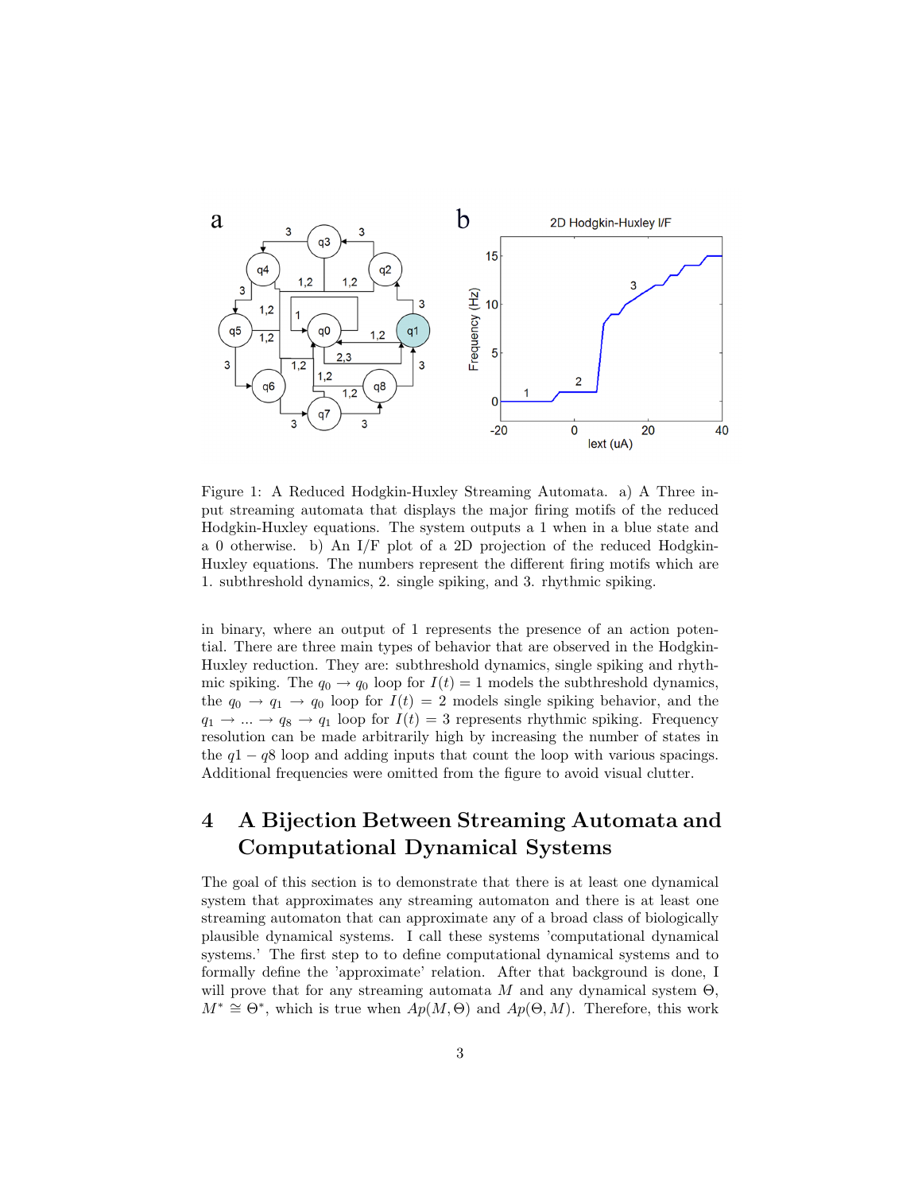Figure 1: A Reduced Hodgkin-Huxley Streaming Automata. a) A Three input streaming automata that displays the major firing motifs of the reduced Hodgkin-Huxley equations. The system outputs a 1 when in a blue state and a 0 otherwise. b) An I/F plot of a 2D projection of the reduced Hodgkin-Huxley equations. The numbers represent the different firing motifs which are 1. subthreshold dynamics, 2. single spiking, and 3. rhythmic spiking.

in binary, where an output of 1 represents the presence of an action potential. There are three main types of behavior that are observed in the Hodgkin-Huxley reduction. They are: subthreshold dynamics, single spiking and rhythmic spiking. The $q_0 \to q_0$ loop for $I(t) = 1$ models the subthreshold dynamics, the $q_0 \to q_1 \to q_0$ loop for $I(t) = 2$ models single spiking behavior, and the $q_1 \to ... \to q_8 \to q_1$ loop for $I(t) = 3$ represents rhythmic spiking. Frequency resolution can be made arbitrarily high by increasing the number of states in the $q1 - q8$ loop and adding inputs that count the loop with various spacings. Additional frequencies were omitted from the figure to avoid visual clutter.

## 4 A Bijection Between Streaming Automata and Computational Dynamical Systems

The goal of this section is to demonstrate that there is at least one dynamical system that approximates any streaming automaton and there is at least one streaming automaton that can approximate any of a broad class of biologically plausible dynamical systems. I call these systems 'computational dynamical systems.' The first step to to define computational dynamical systems and to formally define the 'approximate' relation. After that background is done, I will prove that for any streaming automata $M$ and any dynamical system $\Theta$, $M^* \cong \Theta^*$, which is true when $Ap(M, \Theta)$ and $Ap(\Theta, M)$. Therefore, this work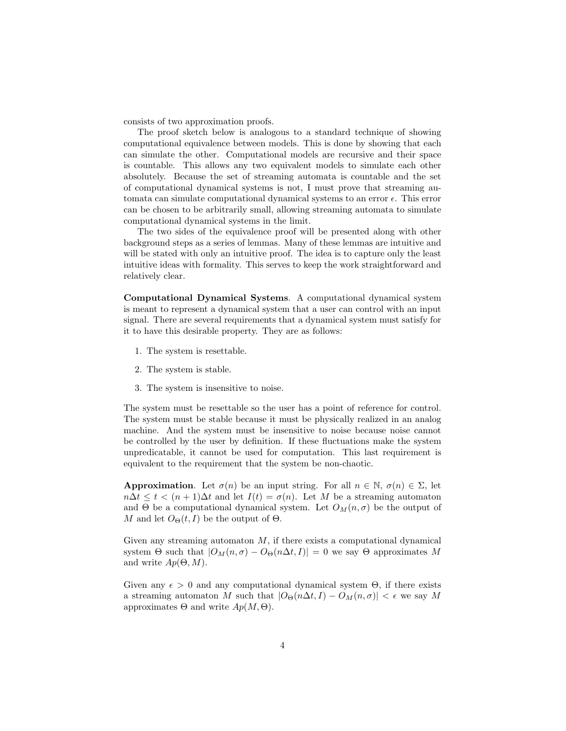consists of two approximation proofs.

The proof sketch below is analogous to a standard technique of showing computational equivalence between models. This is done by showing that each can simulate the other. Computational models are recursive and their space is countable. This allows any two equivalent models to simulate each other absolutely. Because the set of streaming automata is countable and the set of computational dynamical systems is not, I must prove that streaming automata can simulate computational dynamical systems to an error $\epsilon$. This error can be chosen to be arbitrarily small, allowing streaming automata to simulate computational dynamical systems in the limit.

The two sides of the equivalence proof will be presented along with other background steps as a series of lemmas. Many of these lemmas are intuitive and will be stated with only an intuitive proof. The idea is to capture only the least intuitive ideas with formality. This serves to keep the work straightforward and relatively clear.

**Computational Dynamical Systems**. A computational dynamical system is meant to represent a dynamical system that a user can control with an input signal. There are several requirements that a dynamical system must satisfy for it to have this desirable property. They are as follows:

1. The system is resettable.
2. The system is stable.
3. The system is insensitive to noise.

The system must be resettable so the user has a point of reference for control. The system must be stable because it must be physically realized in an analog machine. And the system must be insensitive to noise because noise cannot be controlled by the user by definition. If these fluctuations make the system unpredicatable, it cannot be used for computation. This last requirement is equivalent to the requirement that the system be non-chaotic.

**Approximation**. Let $\sigma(n)$ be an input string. For all $n \in \mathbb{N}$, $\sigma(n) \in \Sigma$, let $n\Delta t \leq t < (n+1)\Delta t$ and let $I(t) = \sigma(n)$. Let $M$ be a streaming automaton and $\Theta$ be a computational dynamical system. Let $O_M(n, \sigma)$ be the output of $M$ and let $O_\Theta(t, I)$ be the output of $\Theta$.

Given any streaming automaton $M$, if there exists a computational dynamical system $\Theta$ such that $|O_M(n, \sigma) - O_\Theta(n\Delta t, I)| = 0$ we say $\Theta$ approximates $M$ and write $Ap(\Theta, M)$.

Given any $\epsilon > 0$ and any computational dynamical system $\Theta$, if there exists a streaming automaton $M$ such that $|O_\Theta(n\Delta t, I) - O_M(n, \sigma)| < \epsilon$ we say $M$ approximates $\Theta$ and write $Ap(M, \Theta)$.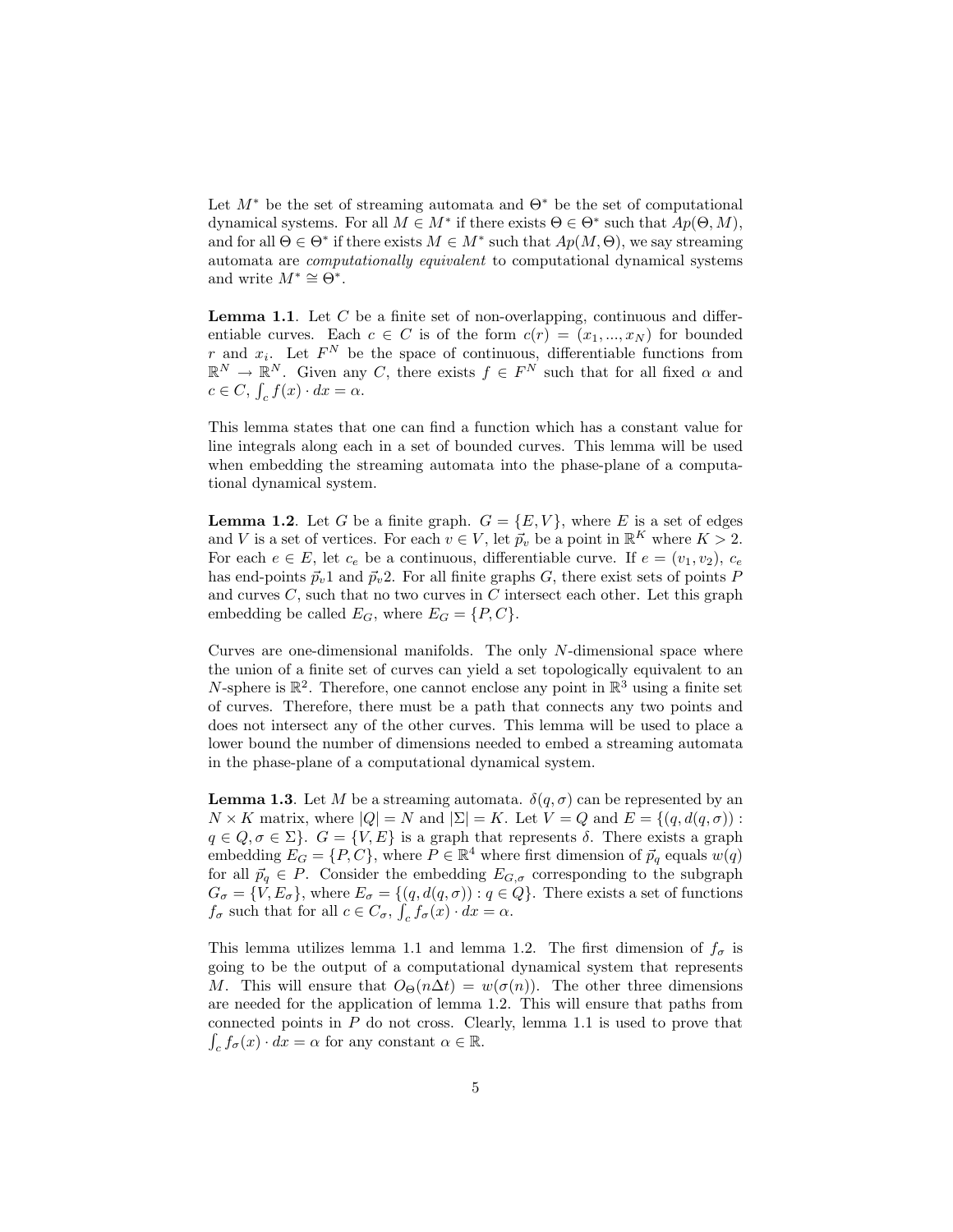Let $M^*$ be the set of streaming automata and $\Theta^*$ be the set of computational dynamical systems. For all $M \in M^*$ if there exists $\Theta \in \Theta^*$ such that $Ap(\Theta, M)$, and for all $\Theta \in \Theta^*$ if there exists $M \in M^*$ such that $Ap(M, \Theta)$, we say streaming automata are *computationally equivalent* to computational dynamical systems and write $M^* \cong \Theta^*$.

**Lemma 1.1**. Let $C$ be a finite set of non-overlapping, continuous and differentiable curves. Each $c \in C$ is of the form $c(r) = (x_1, ..., x_N)$ for bounded $r$ and $x_i$. Let $F^N$ be the space of continuous, differentiable functions from $\mathbb{R}^N \to \mathbb{R}^N$. Given any $C$, there exists $f \in F^N$ such that for all fixed $\alpha$ and $c \in C$, $\int_c f(x) \cdot dx = \alpha$.

This lemma states that one can find a function which has a constant value for line integrals along each in a set of bounded curves. This lemma will be used when embedding the streaming automata into the phase-plane of a computational dynamical system.

**Lemma 1.2**. Let $G$ be a finite graph. $G = \{E, V\}$, where $E$ is a set of edges and $V$ is a set of vertices. For each $v \in V$, let $\vec{p}_v$ be a point in $\mathbb{R}^K$ where $K > 2$. For each $e \in E$, let $c_e$ be a continuous, differentiable curve. If $e = (v_1, v_2)$, $c_e$ has end-points $\vec{p}_v1$ and $\vec{p}_v2$. For all finite graphs $G$, there exist sets of points $P$ and curves $C$, such that no two curves in $C$ intersect each other. Let this graph embedding be called $E_G$, where $E_G = \{P, C\}$.

Curves are one-dimensional manifolds. The only $N$-dimensional space where the union of a finite set of curves can yield a set topologically equivalent to an $N$-sphere is $\mathbb{R}^2$. Therefore, one cannot enclose any point in $\mathbb{R}^3$ using a finite set of curves. Therefore, there must be a path that connects any two points and does not intersect any of the other curves. This lemma will be used to place a lower bound the number of dimensions needed to embed a streaming automata in the phase-plane of a computational dynamical system.

**Lemma 1.3**. Let $M$ be a streaming automata. $\delta(q, \sigma)$ can be represented by an $N \times K$ matrix, where $|Q| = N$ and $|\Sigma| = K$. Let $V = Q$ and $E = \{(q, d(q, \sigma)) : q \in Q, \sigma \in \Sigma\}$. $G = \{V, E\}$ is a graph that represents $\delta$. There exists a graph embedding $E_G = \{P, C\}$, where $P \in \mathbb{R}^4$ where first dimension of $\vec{p}_q$ equals $w(q)$ for all $\vec{p}_q \in P$. Consider the embedding $E_{G,\sigma}$ corresponding to the subgraph $G_\sigma = \{V, E_\sigma\}$, where $E_\sigma = \{(q, d(q, \sigma)) : q \in Q\}$. There exists a set of functions $f_\sigma$ such that for all $c \in C_\sigma$, $\int_c f_\sigma(x) \cdot dx = \alpha$.

This lemma utilizes lemma 1.1 and lemma 1.2. The first dimension of $f_\sigma$ is going to be the output of a computational dynamical system that represents $M$. This will ensure that $O_\Theta(n\Delta t) = w(\sigma(n))$. The other three dimensions are needed for the application of lemma 1.2. This will ensure that paths from connected points in $P$ do not cross. Clearly, lemma 1.1 is used to prove that $\int_c f_\sigma(x) \cdot dx = \alpha$ for any constant $\alpha \in \mathbb{R}$.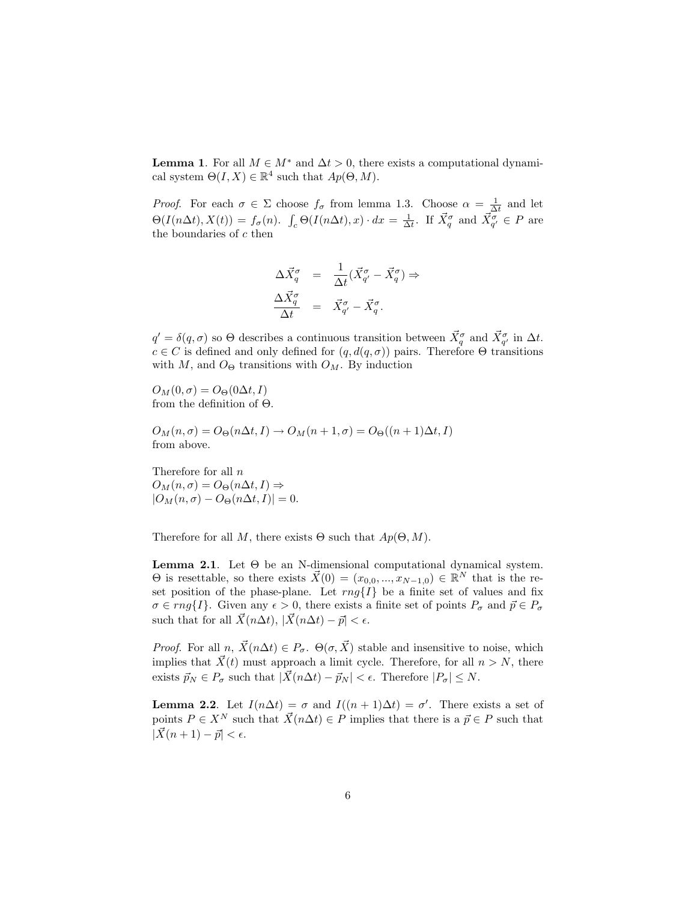**Lemma 1**. For all $M \in M^*$ and $\Delta t > 0$, there exists a computational dynamical system $\Theta(I, X) \in \mathbb{R}^4$ such that $Ap(\Theta, M)$.

*Proof.* For each $\sigma \in \Sigma$ choose $f_\sigma$ from lemma 1.3. Choose $\alpha = \frac{1}{\Delta t}$ and let $\Theta(I(n\Delta t), X(t)) = f_\sigma(n)$. $\int_c \Theta(I(n\Delta t), x) \cdot dx = \frac{1}{\Delta t}$. If $\vec{X}_q^\sigma$ and $\vec{X}_{q'}^\sigma \in P$ are the boundaries of $c$ then

$$
\begin{aligned}
\Delta \vec{X}_q^\sigma &= \frac{1}{\Delta t}(\vec{X}_{q'}^\sigma - \vec{X}_q^\sigma) \Rightarrow \\
\frac{\Delta \vec{X}_q^\sigma}{\Delta t} &= \vec{X}_{q'}^\sigma - \vec{X}_q^\sigma.
\end{aligned}
$$

$q' = \delta(q, \sigma)$ so $\Theta$ describes a continuous transition between $\vec{X}_q^\sigma$ and $\vec{X}_{q'}^\sigma$ in $\Delta t$. $c \in C$ is defined and only defined for $(q, d(q, \sigma))$ pairs. Therefore $\Theta$ transitions with $M$, and $O_\Theta$ transitions with $O_M$. By induction

$O_M(0, \sigma) = O_\Theta(0\Delta t, I)$
from the definition of $\Theta$.

$O_M(n, \sigma) = O_\Theta(n\Delta t, I) \rightarrow O_M(n+1, \sigma) = O_\Theta((n+1)\Delta t, I)$
from above.

Therefore for all $n$
$O_M(n, \sigma) = O_\Theta(n\Delta t, I) \Rightarrow$
$|O_M(n, \sigma) - O_\Theta(n\Delta t, I)| = 0.$

Therefore for all $M$, there exists $\Theta$ such that $Ap(\Theta, M)$.

**Lemma 2.1**. Let $\Theta$ be an N-dimensional computational dynamical system. $\Theta$ is resettable, so there exists $\vec{X}(0) = (x_{0,0}, ..., x_{N-1,0}) \in \mathbb{R}^N$ that is the reset position of the phase-plane. Let $rng\{I\}$ be a finite set of values and fix $\sigma \in rng\{I\}$. Given any $\epsilon > 0$, there exists a finite set of points $P_\sigma$ and $\vec{p} \in P_\sigma$ such that for all $\vec{X}(n\Delta t)$, $|\vec{X}(n\Delta t) - \vec{p}| < \epsilon$.

*Proof.* For all $n$, $\vec{X}(n\Delta t) \in P_\sigma$. $\Theta(\sigma, \vec{X})$ stable and insensitive to noise, which implies that $\vec{X}(t)$ must approach a limit cycle. Therefore, for all $n > N$, there exists $\vec{p}_N \in P_\sigma$ such that $|\vec{X}(n\Delta t) - \vec{p}_N| < \epsilon$. Therefore $|P_\sigma| \leq N$.

**Lemma 2.2**. Let $I(n\Delta t) = \sigma$ and $I((n+1)\Delta t) = \sigma'$. There exists a set of points $P \in X^N$ such that $\vec{X}(n\Delta t) \in P$ implies that there is a $\vec{p} \in P$ such that $|\vec{X}(n+1) - \vec{p}| < \epsilon$.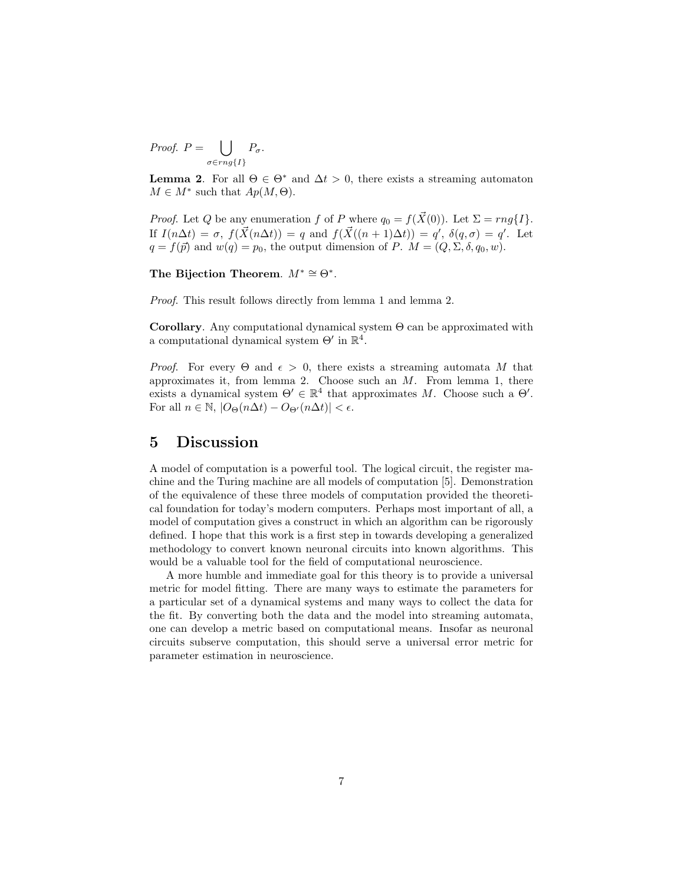*Proof.* $P = \bigcup_{\sigma \in rng\{I\}} P_\sigma$.

**Lemma 2**. For all $\Theta \in \Theta^*$ and $\Delta t > 0$, there exists a streaming automaton $M \in M^*$ such that $Ap(M, \Theta)$.

*Proof.* Let $Q$ be any enumeration $f$ of $P$ where $q_0 = f(\vec{X}(0))$. Let $\Sigma = rng\{I\}$. If $I(n\Delta t) = \sigma$, $f(\vec{X}(n\Delta t)) = q$ and $f(\vec{X}((n+1)\Delta t)) = q'$, $\delta(q, \sigma) = q'$. Let $q = f(\vec{p})$ and $w(q) = p_0$, the output dimension of $P$. $M = (Q, \Sigma, \delta, q_0, w)$.

**The Bijection Theorem**. $M^* \cong \Theta^*$.

*Proof.* This result follows directly from lemma 1 and lemma 2.

**Corollary**. Any computational dynamical system $\Theta$ can be approximated with a computational dynamical system $\Theta'$ in $\mathbb{R}^4$.

*Proof.* For every $\Theta$ and $\epsilon > 0$, there exists a streaming automata $M$ that approximates it, from lemma 2. Choose such an $M$. From lemma 1, there exists a dynamical system $\Theta' \in \mathbb{R}^4$ that approximates $M$. Choose such a $\Theta'$. For all $n \in \mathbb{N}$, $|O_\Theta(n\Delta t) - O_{\Theta'}(n\Delta t)| < \epsilon$.

## 5 Discussion

A model of computation is a powerful tool. The logical circuit, the register machine and the Turing machine are all models of computation [5]. Demonstration of the equivalence of these three models of computation provided the theoretical foundation for today's modern computers. Perhaps most important of all, a model of computation gives a construct in which an algorithm can be rigorously defined. I hope that this work is a first step in towards developing a generalized methodology to convert known neuronal circuits into known algorithms. This would be a valuable tool for the field of computational neuroscience.

A more humble and immediate goal for this theory is to provide a universal metric for model fitting. There are many ways to estimate the parameters for a particular set of a dynamical systems and many ways to collect the data for the fit. By converting both the data and the model into streaming automata, one can develop a metric based on computational means. Insofar as neuronal circuits subserve computation, this should serve a universal error metric for parameter estimation in neuroscience.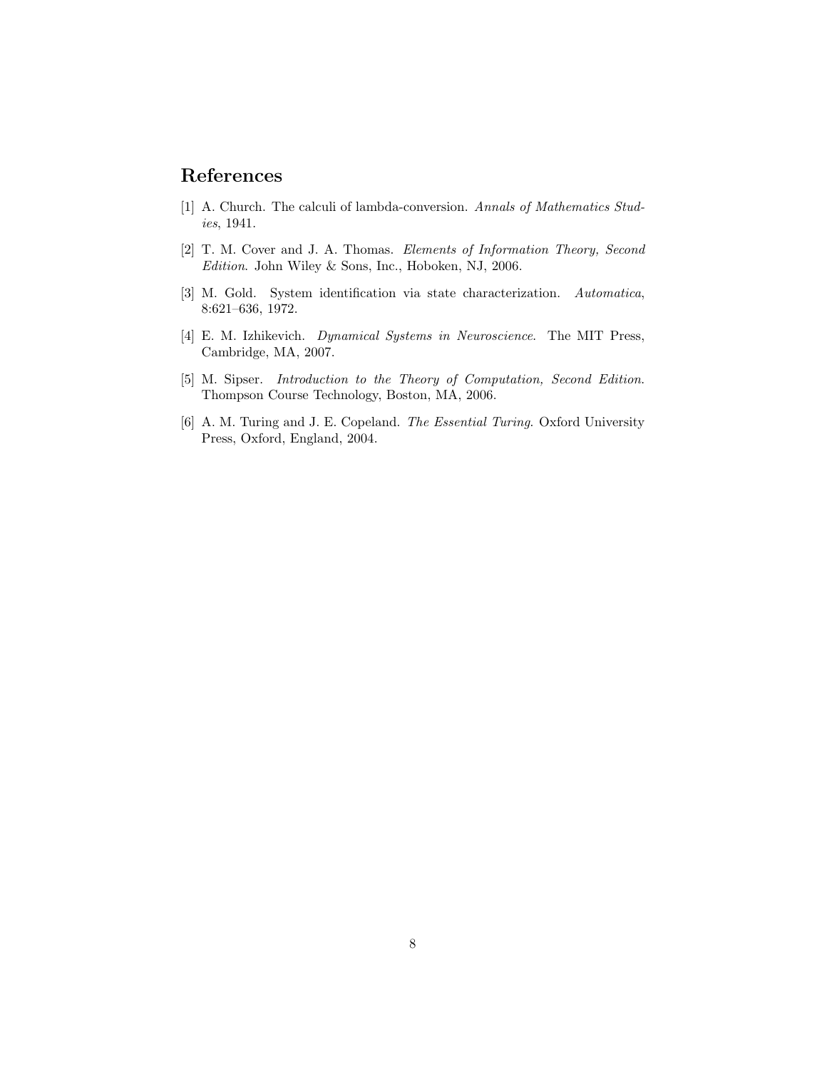## References

[1] A. Church. The calculi of lambda-conversion. *Annals of Mathematics Studies*, 1941.

[2] T. M. Cover and J. A. Thomas. *Elements of Information Theory, Second Edition*. John Wiley & Sons, Inc., Hoboken, NJ, 2006.

[3] M. Gold. System identification via state characterization. *Automatica*, 8:621–636, 1972.

[4] E. M. Izhikevich. *Dynamical Systems in Neuroscience*. The MIT Press, Cambridge, MA, 2007.

[5] M. Sipser. *Introduction to the Theory of Computation, Second Edition*. Thompson Course Technology, Boston, MA, 2006.

[6] A. M. Turing and J. E. Copeland. *The Essential Turing*. Oxford University Press, Oxford, England, 2004.